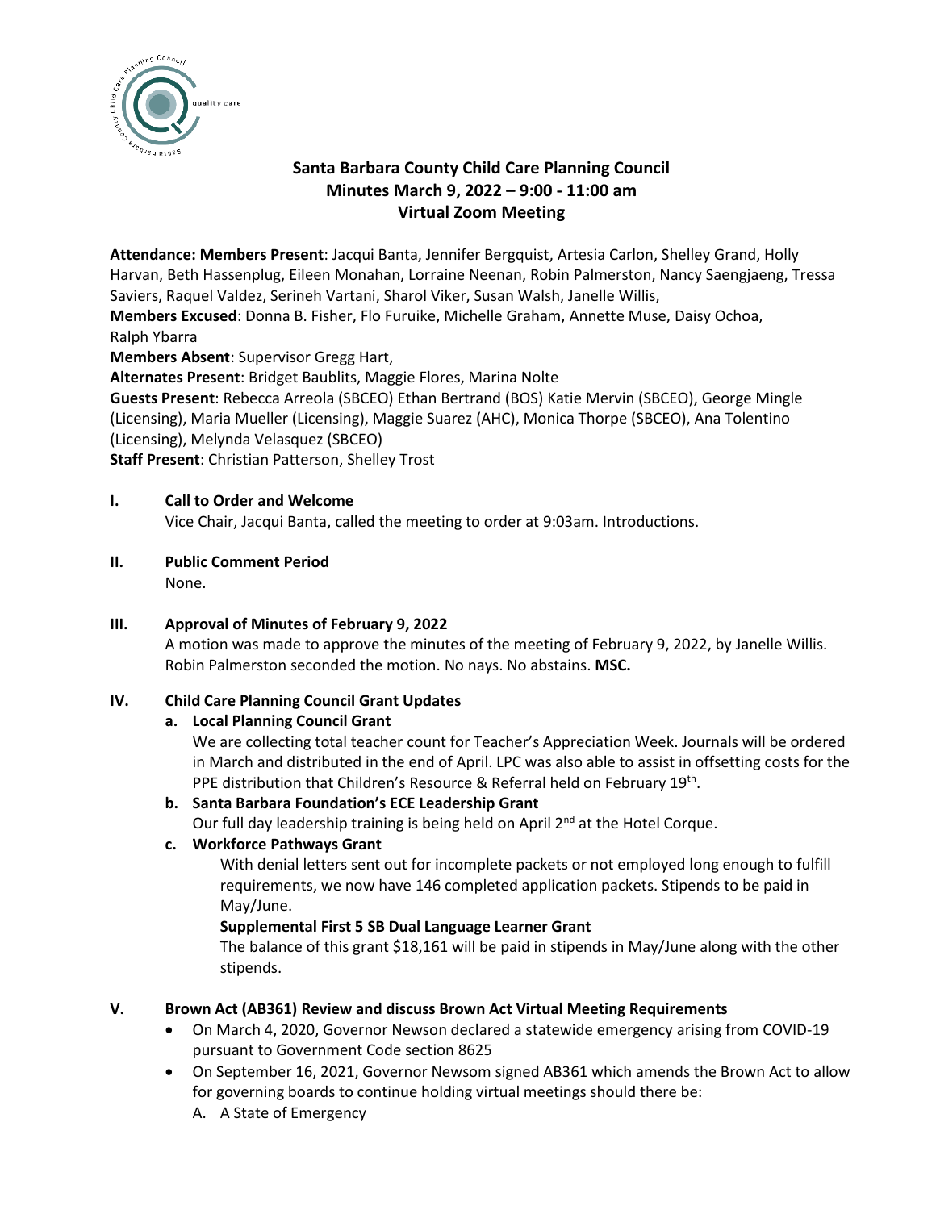# Santa Barbara County Child Care Planning Council
## Minutes March 9, 2022 – 9:00 - 11:00 am
## Virtual Zoom Meeting

**Attendance: Members Present**: Jacqui Banta, Jennifer Bergquist, Artesia Carlon, Shelley Grand, Holly Harvan, Beth Hassenplug, Eileen Monahan, Lorraine Neenan, Robin Palmerston, Nancy Saengjaeng, Tressa Saviers, Raquel Valdez, Serineh Vartani, Sharol Viker, Susan Walsh, Janelle Willis,
**Members Excused**: Donna B. Fisher, Flo Furuike, Michelle Graham, Annette Muse, Daisy Ochoa, Ralph Ybarra
**Members Absent**: Supervisor Gregg Hart,
**Alternates Present**: Bridget Baublits, Maggie Flores, Marina Nolte
**Guests Present**: Rebecca Arreola (SBCEO) Ethan Bertrand (BOS) Katie Mervin (SBCEO), George Mingle (Licensing), Maria Mueller (Licensing), Maggie Suarez (AHC), Monica Thorpe (SBCEO), Ana Tolentino (Licensing), Melynda Velasquez (SBCEO)
**Staff Present**: Christian Patterson, Shelley Trost

**I. Call to Order and Welcome**

Vice Chair, Jacqui Banta, called the meeting to order at 9:03am. Introductions.

**II. Public Comment Period**

None.

**III. Approval of Minutes of February 9, 2022**

A motion was made to approve the minutes of the meeting of February 9, 2022, by Janelle Willis. Robin Palmerston seconded the motion. No nays. No abstains. **MSC.**

**IV. Child Care Planning Council Grant Updates**

**a. Local Planning Council Grant**

We are collecting total teacher count for Teacher's Appreciation Week. Journals will be ordered in March and distributed in the end of April. LPC was also able to assist in offsetting costs for the PPE distribution that Children's Resource & Referral held on February 19th.

**b. Santa Barbara Foundation's ECE Leadership Grant**

Our full day leadership training is being held on April 2nd at the Hotel Corque.

**c. Workforce Pathways Grant**

With denial letters sent out for incomplete packets or not employed long enough to fulfill requirements, we now have 146 completed application packets. Stipends to be paid in May/June.

**Supplemental First 5 SB Dual Language Learner Grant**

The balance of this grant $18,161 will be paid in stipends in May/June along with the other stipends.

**V. Brown Act (AB361) Review and discuss Brown Act Virtual Meeting Requirements**

- On March 4, 2020, Governor Newson declared a statewide emergency arising from COVID-19 pursuant to Government Code section 8625
- On September 16, 2021, Governor Newsom signed AB361 which amends the Brown Act to allow for governing boards to continue holding virtual meetings should there be:
  A. A State of Emergency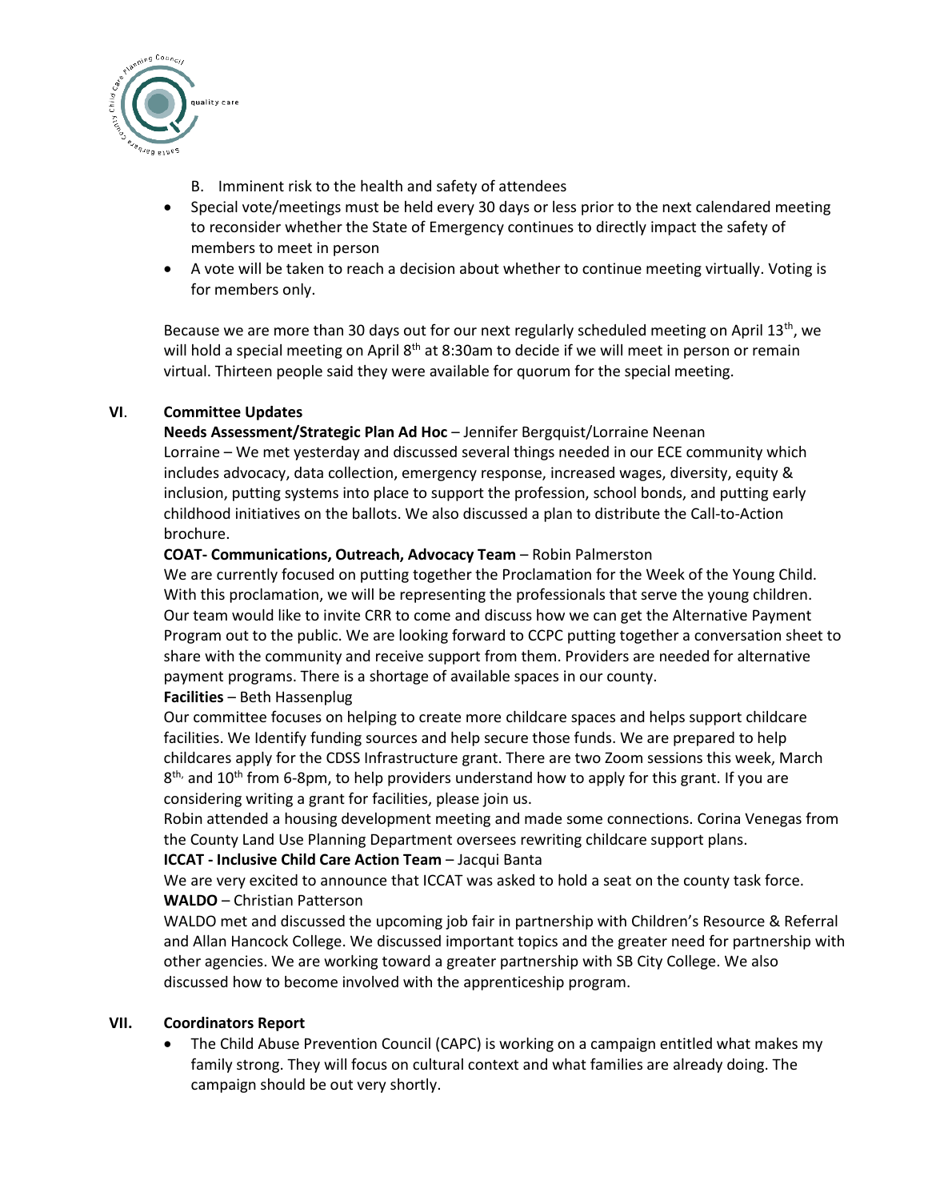B. Imminent risk to the health and safety of attendees

- Special vote/meetings must be held every 30 days or less prior to the next calendared meeting to reconsider whether the State of Emergency continues to directly impact the safety of members to meet in person
- A vote will be taken to reach a decision about whether to continue meeting virtually. Voting is for members only.

Because we are more than 30 days out for our next regularly scheduled meeting on April 13th, we will hold a special meeting on April 8th at 8:30am to decide if we will meet in person or remain virtual. Thirteen people said they were available for quorum for the special meeting.

## VI. Committee Updates

**Needs Assessment/Strategic Plan Ad Hoc** – Jennifer Bergquist/Lorraine Neenan

Lorraine – We met yesterday and discussed several things needed in our ECE community which includes advocacy, data collection, emergency response, increased wages, diversity, equity & inclusion, putting systems into place to support the profession, school bonds, and putting early childhood initiatives on the ballots. We also discussed a plan to distribute the Call-to-Action brochure.

**COAT- Communications, Outreach, Advocacy Team** – Robin Palmerston

We are currently focused on putting together the Proclamation for the Week of the Young Child. With this proclamation, we will be representing the professionals that serve the young children. Our team would like to invite CRR to come and discuss how we can get the Alternative Payment Program out to the public. We are looking forward to CCPC putting together a conversation sheet to share with the community and receive support from them. Providers are needed for alternative payment programs. There is a shortage of available spaces in our county.

**Facilities** – Beth Hassenplug

Our committee focuses on helping to create more childcare spaces and helps support childcare facilities. We Identify funding sources and help secure those funds. We are prepared to help childcares apply for the CDSS Infrastructure grant. There are two Zoom sessions this week, March 8th, and 10th from 6-8pm, to help providers understand how to apply for this grant. If you are considering writing a grant for facilities, please join us.

Robin attended a housing development meeting and made some connections. Corina Venegas from the County Land Use Planning Department oversees rewriting childcare support plans.

**ICCAT - Inclusive Child Care Action Team** – Jacqui Banta

We are very excited to announce that ICCAT was asked to hold a seat on the county task force.

**WALDO** – Christian Patterson

WALDO met and discussed the upcoming job fair in partnership with Children's Resource & Referral and Allan Hancock College. We discussed important topics and the greater need for partnership with other agencies. We are working toward a greater partnership with SB City College. We also discussed how to become involved with the apprenticeship program.

## VII. Coordinators Report

- The Child Abuse Prevention Council (CAPC) is working on a campaign entitled what makes my family strong. They will focus on cultural context and what families are already doing. The campaign should be out very shortly.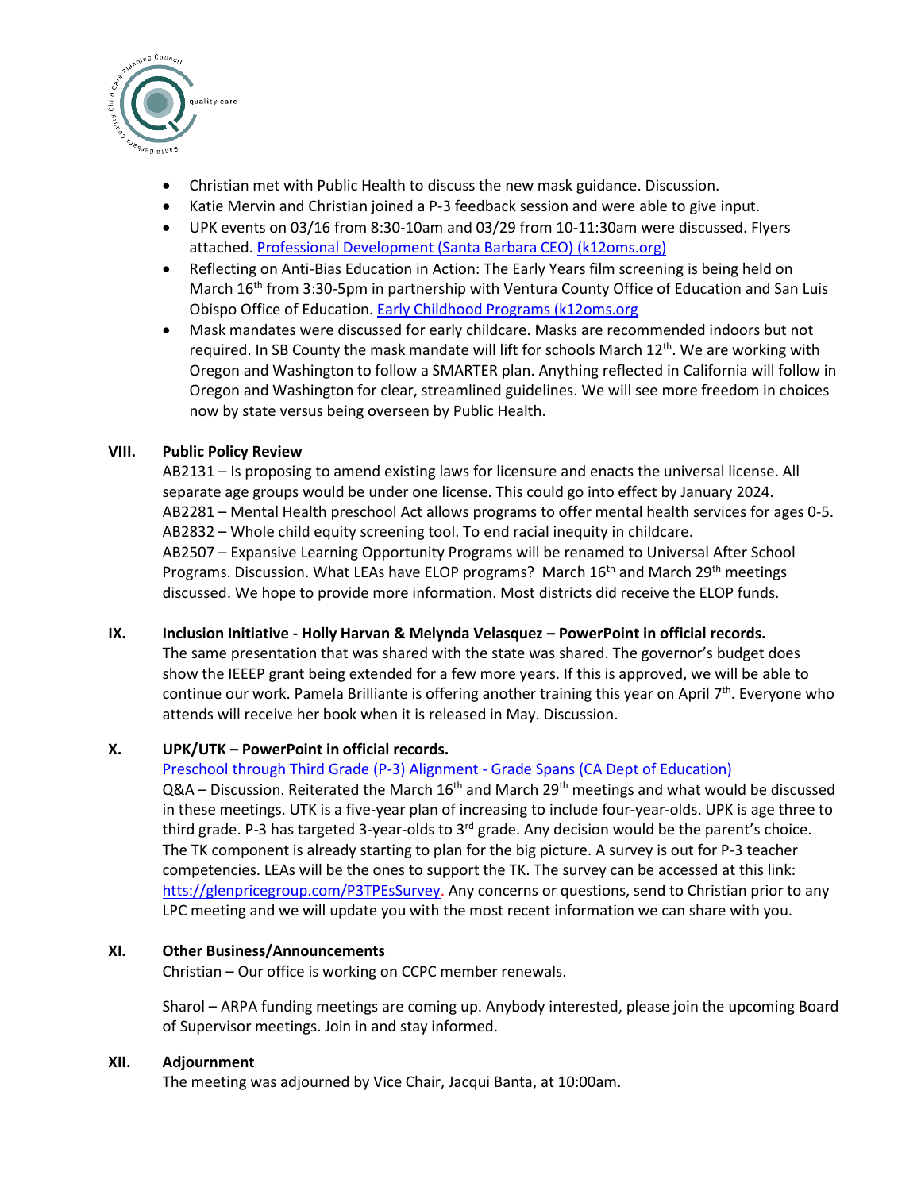- Christian met with Public Health to discuss the new mask guidance. Discussion.
- Katie Mervin and Christian joined a P-3 feedback session and were able to give input.
- UPK events on 03/16 from 8:30-10am and 03/29 from 10-11:30am were discussed. Flyers attached. [Professional Development (Santa Barbara CEO) (k12oms.org)]
- Reflecting on Anti-Bias Education in Action: The Early Years film screening is being held on March 16th from 3:30-5pm in partnership with Ventura County Office of Education and San Luis Obispo Office of Education. [Early Childhood Programs (k12oms.org]
- Mask mandates were discussed for early childcare. Masks are recommended indoors but not required. In SB County the mask mandate will lift for schools March 12th. We are working with Oregon and Washington to follow a SMARTER plan. Anything reflected in California will follow in Oregon and Washington for clear, streamlined guidelines. We will see more freedom in choices now by state versus being overseen by Public Health.

**VIII. Public Policy Review**

AB2131 – Is proposing to amend existing laws for licensure and enacts the universal license. All separate age groups would be under one license. This could go into effect by January 2024.
AB2281 – Mental Health preschool Act allows programs to offer mental health services for ages 0-5.
AB2832 – Whole child equity screening tool. To end racial inequity in childcare.
AB2507 – Expansive Learning Opportunity Programs will be renamed to Universal After School Programs. Discussion. What LEAs have ELOP programs? March 16th and March 29th meetings discussed. We hope to provide more information. Most districts did receive the ELOP funds.

**IX. Inclusion Initiative - Holly Harvan & Melynda Velasquez – PowerPoint in official records.**

The same presentation that was shared with the state was shared. The governor's budget does show the IEEEP grant being extended for a few more years. If this is approved, we will be able to continue our work. Pamela Brilliante is offering another training this year on April 7th. Everyone who attends will receive her book when it is released in May. Discussion.

**X. UPK/UTK – PowerPoint in official records.**

[Preschool through Third Grade (P-3) Alignment - Grade Spans (CA Dept of Education)]
Q&A – Discussion. Reiterated the March 16th and March 29th meetings and what would be discussed in these meetings. UTK is a five-year plan of increasing to include four-year-olds. UPK is age three to third grade. P-3 has targeted 3-year-olds to 3rd grade. Any decision would be the parent's choice. The TK component is already starting to plan for the big picture. A survey is out for P-3 teacher competencies. LEAs will be the ones to support the TK. The survey can be accessed at this link: https://glenpricegroup.com/P3TPEsSurvey. Any concerns or questions, send to Christian prior to any LPC meeting and we will update you with the most recent information we can share with you.

**XI. Other Business/Announcements**

Christian – Our office is working on CCPC member renewals.

Sharol – ARPA funding meetings are coming up. Anybody interested, please join the upcoming Board of Supervisor meetings. Join in and stay informed.

**XII. Adjournment**

The meeting was adjourned by Vice Chair, Jacqui Banta, at 10:00am.